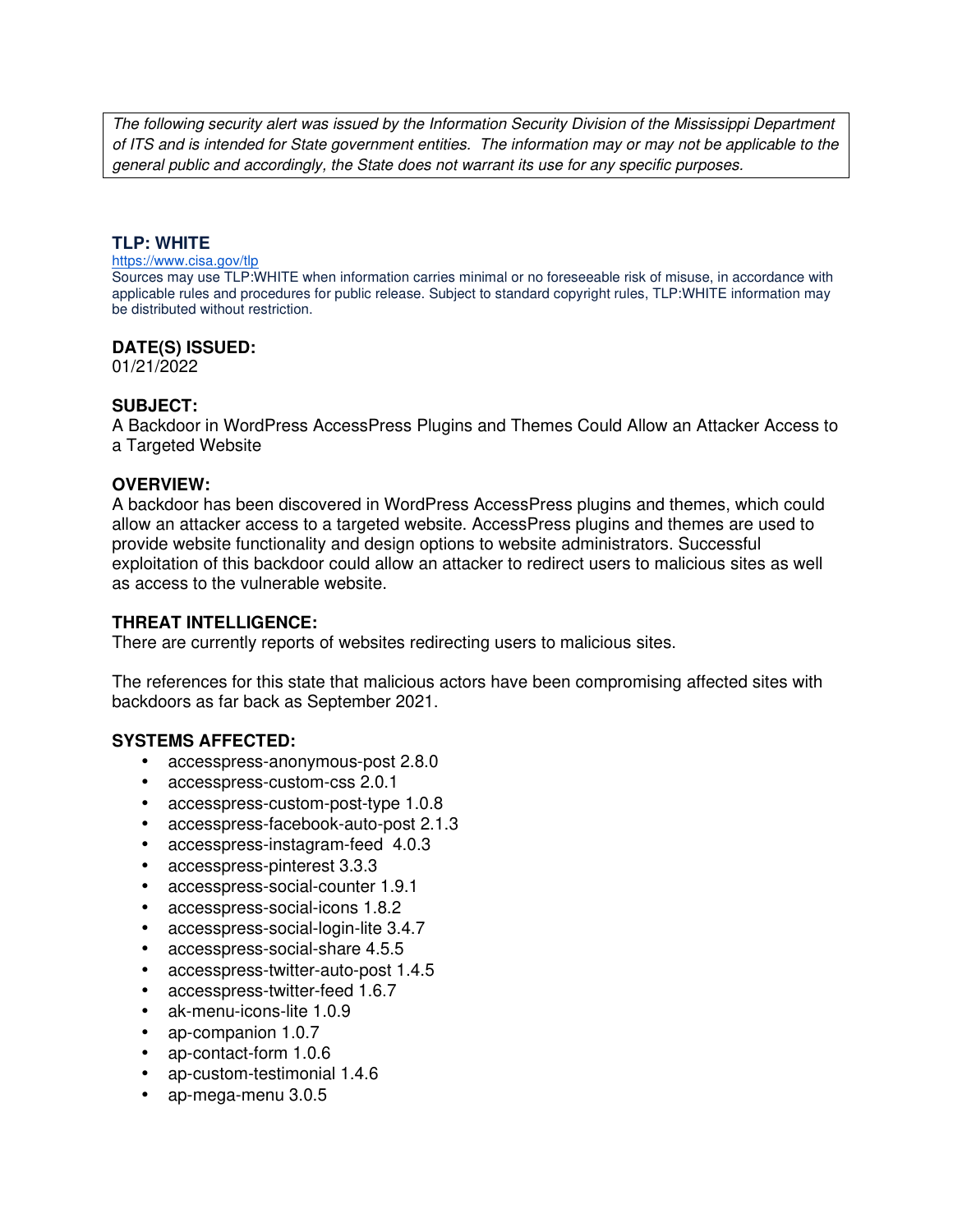*The following security alert was issued by the Information Security Division of the Mississippi Department of ITS and is intended for State government entities. The information may or may not be applicable to the general public and accordingly, the State does not warrant its use for any specific purposes.*

**TLP: WHITE**

https://www.cisa.gov/tlp

Sources may use TLP:WHITE when information carries minimal or no foreseeable risk of misuse, in accordance with applicable rules and procedures for public release. Subject to standard copyright rules, TLP:WHITE information may be distributed without restriction.

**DATE(S) ISSUED:**

01/21/2022

**SUBJECT:**

A Backdoor in WordPress AccessPress Plugins and Themes Could Allow an Attacker Access to a Targeted Website

**OVERVIEW:**

A backdoor has been discovered in WordPress AccessPress plugins and themes, which could allow an attacker access to a targeted website. AccessPress plugins and themes are used to provide website functionality and design options to website administrators. Successful exploitation of this backdoor could allow an attacker to redirect users to malicious sites as well as access to the vulnerable website.

**THREAT INTELLIGENCE:**

There are currently reports of websites redirecting users to malicious sites.

The references for this state that malicious actors have been compromising affected sites with backdoors as far back as September 2021.

**SYSTEMS AFFECTED:**

- accesspress-anonymous-post 2.8.0
- accesspress-custom-css 2.0.1
- accesspress-custom-post-type 1.0.8
- accesspress-facebook-auto-post 2.1.3
- accesspress-instagram-feed 4.0.3
- accesspress-pinterest 3.3.3
- accesspress-social-counter 1.9.1
- accesspress-social-icons 1.8.2
- accesspress-social-login-lite 3.4.7
- accesspress-social-share 4.5.5
- accesspress-twitter-auto-post 1.4.5
- accesspress-twitter-feed 1.6.7
- ak-menu-icons-lite 1.0.9
- ap-companion 1.0.7
- ap-contact-form 1.0.6
- ap-custom-testimonial 1.4.6
- ap-mega-menu 3.0.5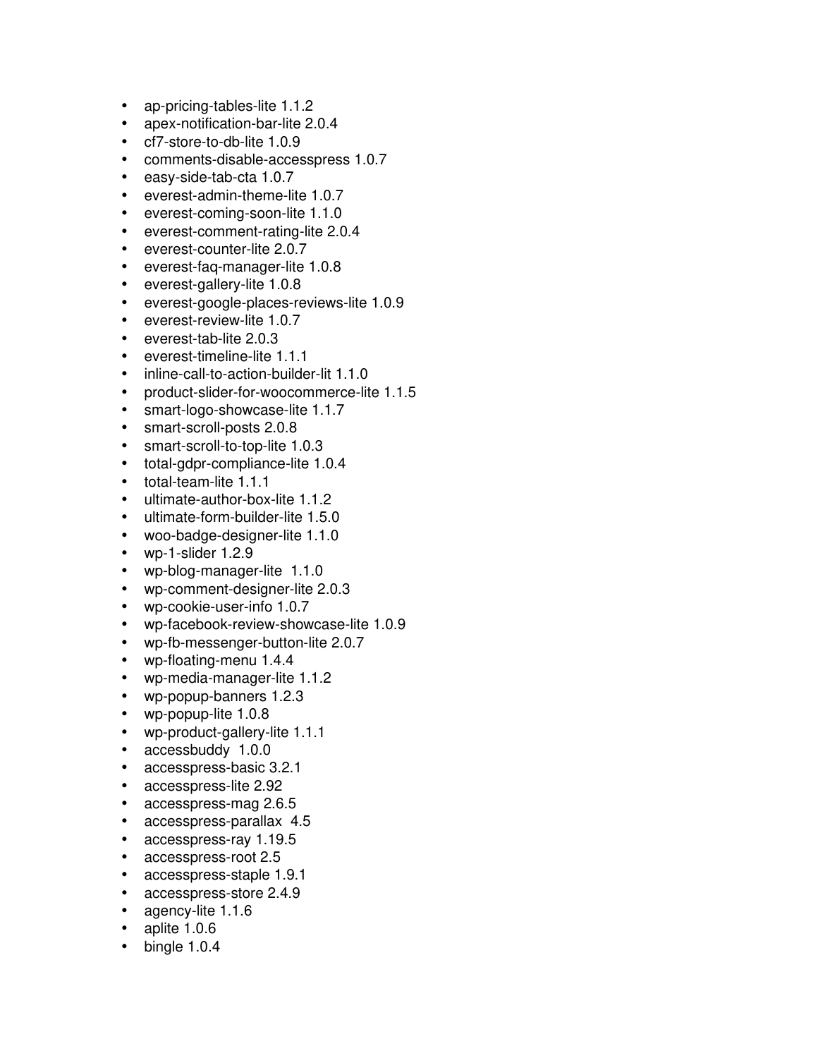- ap-pricing-tables-lite 1.1.2
- apex-notification-bar-lite 2.0.4
- cf7-store-to-db-lite 1.0.9
- comments-disable-accesspress 1.0.7
- easy-side-tab-cta 1.0.7
- everest-admin-theme-lite 1.0.7
- everest-coming-soon-lite 1.1.0
- everest-comment-rating-lite 2.0.4
- everest-counter-lite 2.0.7
- everest-faq-manager-lite 1.0.8
- everest-gallery-lite 1.0.8
- everest-google-places-reviews-lite 1.0.9
- everest-review-lite 1.0.7
- everest-tab-lite 2.0.3
- everest-timeline-lite 1.1.1
- inline-call-to-action-builder-lit 1.1.0
- product-slider-for-woocommerce-lite 1.1.5
- smart-logo-showcase-lite 1.1.7
- smart-scroll-posts 2.0.8
- smart-scroll-to-top-lite 1.0.3
- total-gdpr-compliance-lite 1.0.4
- total-team-lite 1.1.1
- ultimate-author-box-lite 1.1.2
- ultimate-form-builder-lite 1.5.0
- woo-badge-designer-lite 1.1.0
- wp-1-slider 1.2.9
- wp-blog-manager-lite  1.1.0
- wp-comment-designer-lite 2.0.3
- wp-cookie-user-info 1.0.7
- wp-facebook-review-showcase-lite 1.0.9
- wp-fb-messenger-button-lite 2.0.7
- wp-floating-menu 1.4.4
- wp-media-manager-lite 1.1.2
- wp-popup-banners 1.2.3
- wp-popup-lite 1.0.8
- wp-product-gallery-lite 1.1.1
- accessbuddy  1.0.0
- accesspress-basic 3.2.1
- accesspress-lite 2.92
- accesspress-mag 2.6.5
- accesspress-parallax  4.5
- accesspress-ray 1.19.5
- accesspress-root 2.5
- accesspress-staple 1.9.1
- accesspress-store 2.4.9
- agency-lite 1.1.6
- aplite 1.0.6
- bingle 1.0.4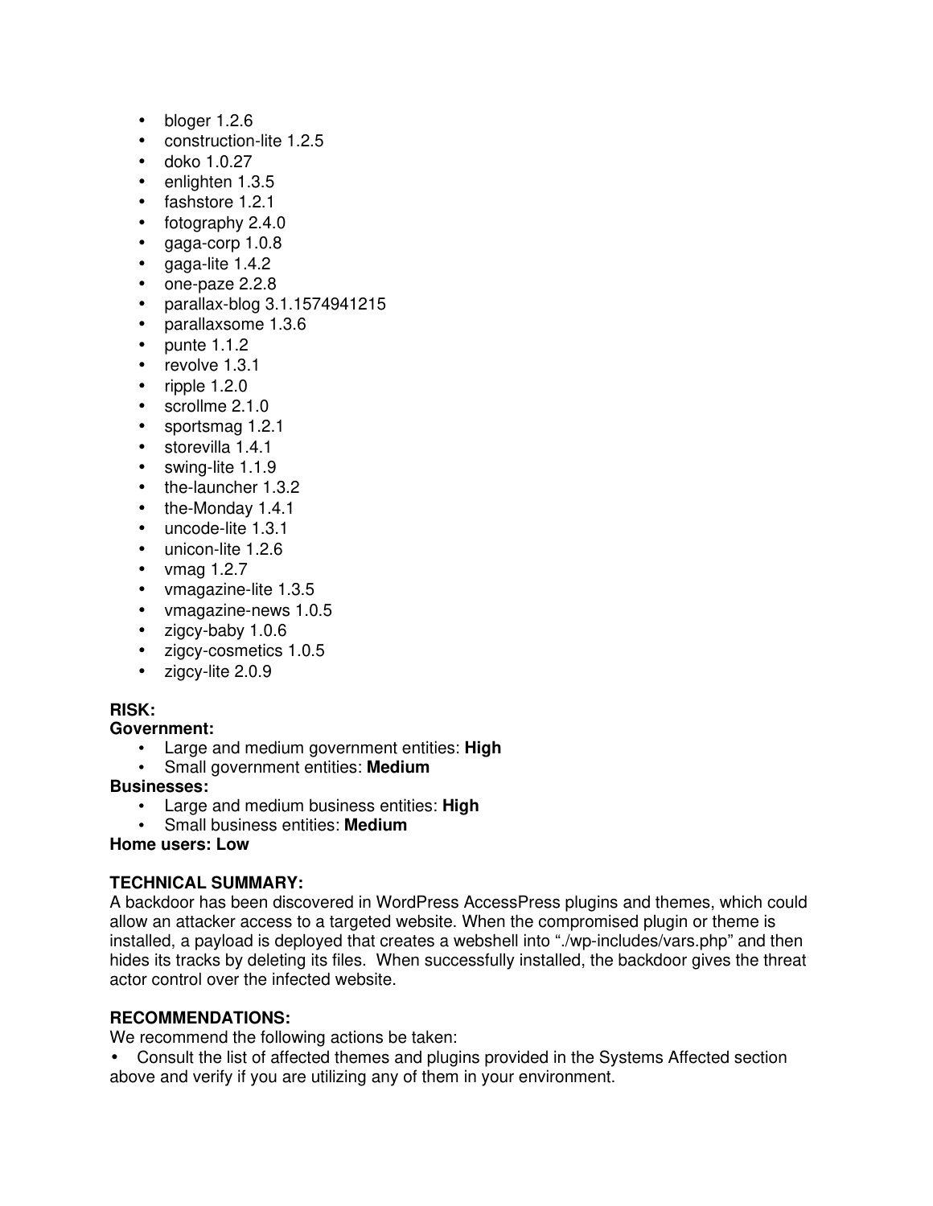- bloger 1.2.6
- construction-lite 1.2.5
- doko 1.0.27
- enlighten 1.3.5
- fashstore 1.2.1
- fotography 2.4.0
- gaga-corp 1.0.8
- gaga-lite 1.4.2
- one-paze 2.2.8
- parallax-blog 3.1.1574941215
- parallaxsome 1.3.6
- punte 1.1.2
- revolve 1.3.1
- ripple 1.2.0
- scrollme 2.1.0
- sportsmag 1.2.1
- storevilla 1.4.1
- swing-lite 1.1.9
- the-launcher 1.3.2
- the-Monday 1.4.1
- uncode-lite 1.3.1
- unicon-lite 1.2.6
- vmag 1.2.7
- vmagazine-lite 1.3.5
- vmagazine-news 1.0.5
- zigcy-baby 1.0.6
- zigcy-cosmetics 1.0.5
- zigcy-lite 2.0.9

**RISK:**

**Government:**

- Large and medium government entities: **High**
- Small government entities: **Medium**

**Businesses:**

- Large and medium business entities: **High**
- Small business entities: **Medium**

**Home users: Low**

**TECHNICAL SUMMARY:**

A backdoor has been discovered in WordPress AccessPress plugins and themes, which could allow an attacker access to a targeted website. When the compromised plugin or theme is installed, a payload is deployed that creates a webshell into "./wp-includes/vars.php" and then hides its tracks by deleting its files. When successfully installed, the backdoor gives the threat actor control over the infected website.

**RECOMMENDATIONS:**

We recommend the following actions be taken:

- Consult the list of affected themes and plugins provided in the Systems Affected section above and verify if you are utilizing any of them in your environment.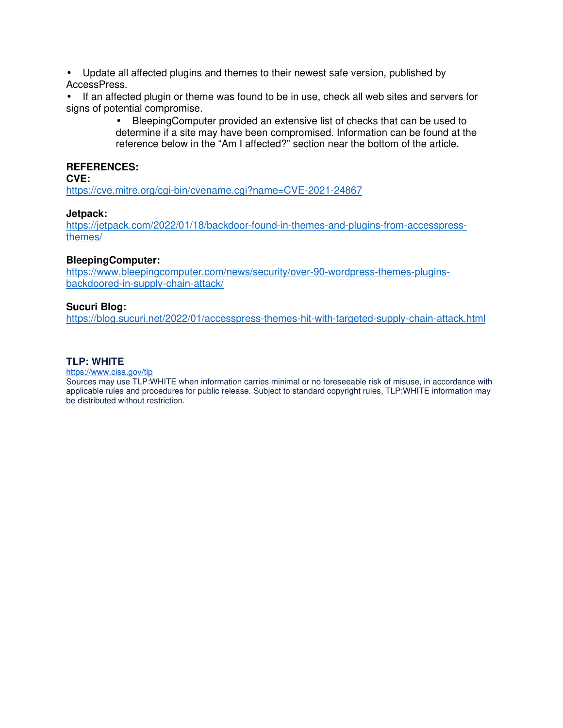- Update all affected plugins and themes to their newest safe version, published by AccessPress.
- If an affected plugin or theme was found to be in use, check all web sites and servers for signs of potential compromise.
    - BleepingComputer provided an extensive list of checks that can be used to determine if a site may have been compromised. Information can be found at the reference below in the "Am I affected?" section near the bottom of the article.

**REFERENCES:**

**CVE:**
https://cve.mitre.org/cgi-bin/cvename.cgi?name=CVE-2021-24867

**Jetpack:**
https://jetpack.com/2022/01/18/backdoor-found-in-themes-and-plugins-from-accesspress-themes/

**BleepingComputer:**
https://www.bleepingcomputer.com/news/security/over-90-wordpress-themes-plugins-backdoored-in-supply-chain-attack/

**Sucuri Blog:**
https://blog.sucuri.net/2022/01/accesspress-themes-hit-with-targeted-supply-chain-attack.html

**TLP: WHITE**

https://www.cisa.gov/tlp

Sources may use TLP:WHITE when information carries minimal or no foreseeable risk of misuse, in accordance with applicable rules and procedures for public release. Subject to standard copyright rules, TLP:WHITE information may be distributed without restriction.